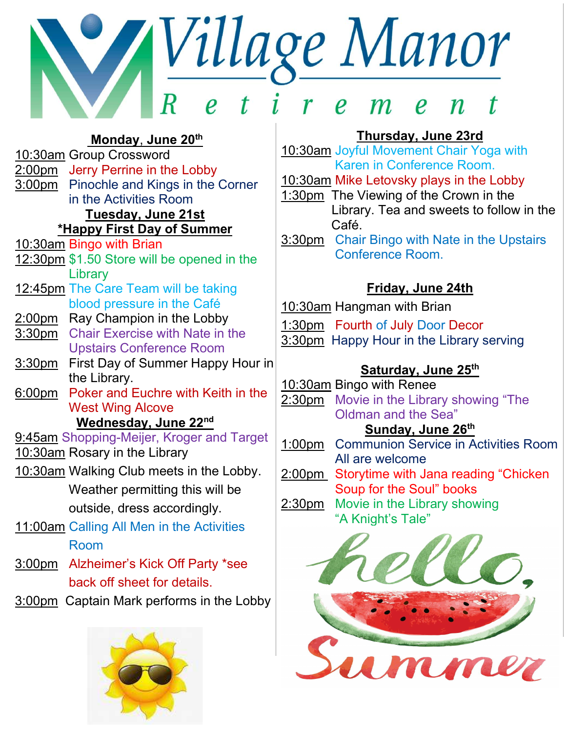# Village Manor Retirement

## Monday, June 20th

10:30am Group Crossword
2:00pm Jerry Perrine in the Lobby
3:00pm Pinochle and Kings in the Corner in the Activities Room

## Tuesday, June 21st
### *Happy First Day of Summer

10:30am Bingo with Brian
12:30pm $1.50 Store will be opened in the Library
12:45pm The Care Team will be taking blood pressure in the Café
2:00pm Ray Champion in the Lobby
3:30pm Chair Exercise with Nate in the Upstairs Conference Room
3:30pm First Day of Summer Happy Hour in the Library.
6:00pm Poker and Euchre with Keith in the West Wing Alcove

## Wednesday, June 22nd

9:45am Shopping-Meijer, Kroger and Target
10:30am Rosary in the Library
10:30am Walking Club meets in the Lobby. Weather permitting this will be outside, dress accordingly.
11:00am Calling All Men in the Activities Room
3:00pm Alzheimer's Kick Off Party *see back off sheet for details.
3:00pm Captain Mark performs in the Lobby

## Thursday, June 23rd

10:30am Joyful Movement Chair Yoga with Karen in Conference Room.
10:30am Mike Letovsky plays in the Lobby
1:30pm The Viewing of the Crown in the Library. Tea and sweets to follow in the Café.
3:30pm Chair Bingo with Nate in the Upstairs Conference Room.

## Friday, June 24th

10:30am Hangman with Brian
1:30pm Fourth of July Door Decor
3:30pm Happy Hour in the Library serving

## Saturday, June 25th

10:30am Bingo with Renee
2:30pm Movie in the Library showing "The Oldman and the Sea"

## Sunday, June 26th

1:00pm Communion Service in Activities Room All are welcome
2:00pm Storytime with Jana reading "Chicken Soup for the Soul" books
2:30pm Movie in the Library showing "A Knight's Tale"

hello, Summer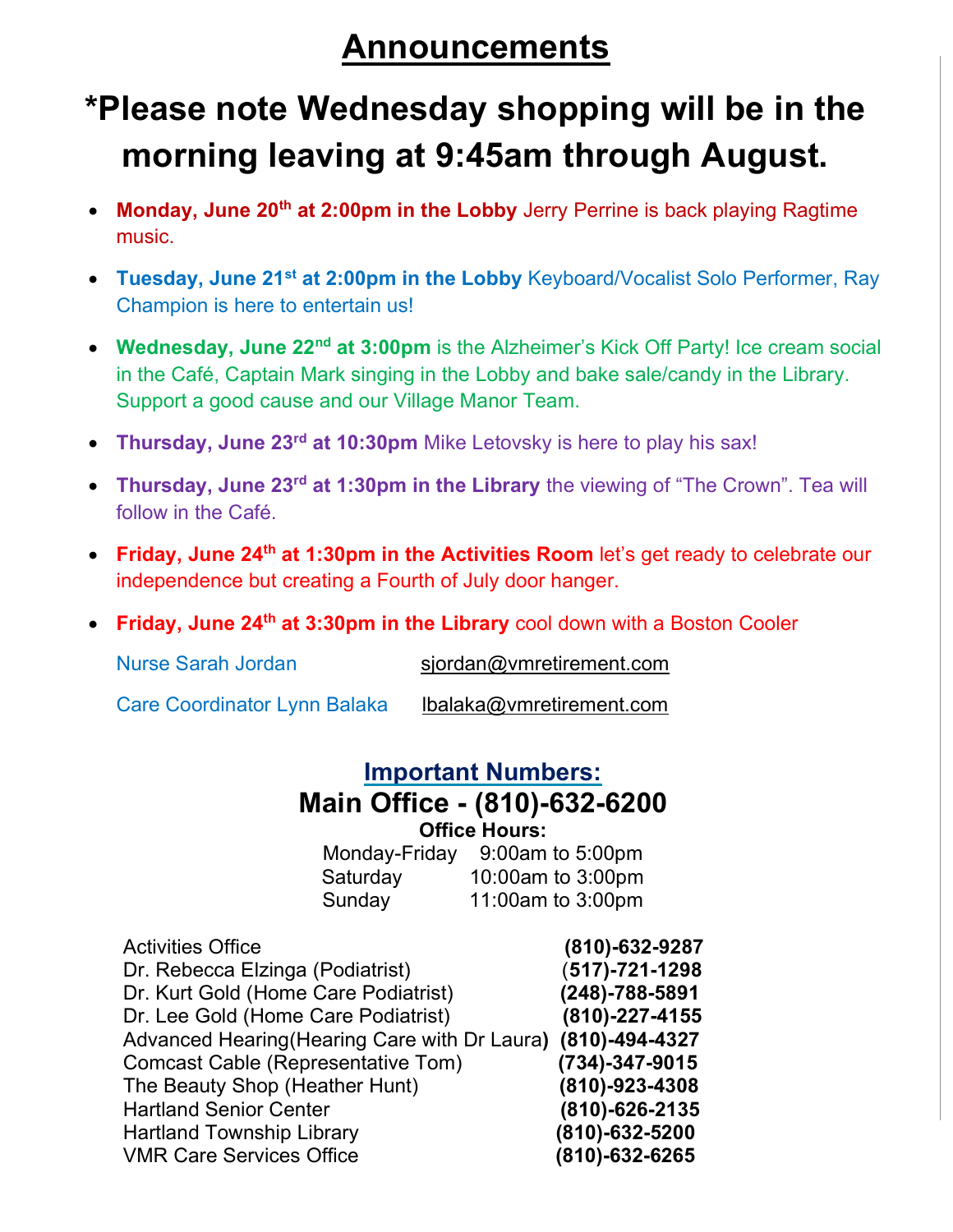# Announcements

## *Please note Wednesday shopping will be in the morning leaving at 9:45am through August.

- **Monday, June 20th at 2:00pm in the Lobby** Jerry Perrine is back playing Ragtime music.
- **Tuesday, June 21st at 2:00pm in the Lobby** Keyboard/Vocalist Solo Performer, Ray Champion is here to entertain us!
- **Wednesday, June 22nd at 3:00pm** is the Alzheimer's Kick Off Party! Ice cream social in the Café, Captain Mark singing in the Lobby and bake sale/candy in the Library. Support a good cause and our Village Manor Team.
- **Thursday, June 23rd at 10:30pm** Mike Letovsky is here to play his sax!
- **Thursday, June 23rd at 1:30pm in the Library** the viewing of "The Crown". Tea will follow in the Café.
- **Friday, June 24th at 1:30pm in the Activities Room** let's get ready to celebrate our independence but creating a Fourth of July door hanger.
- **Friday, June 24th at 3:30pm in the Library** cool down with a Boston Cooler

Nurse Sarah Jordan sjordan@vmretirement.com

Care Coordinator Lynn Balaka lbalaka@vmretirement.com

## Important Numbers:

### Main Office - (810)-632-6200

**Office Hours:**

| | |
|---|---|
| Monday-Friday | 9:00am to 5:00pm |
| Saturday | 10:00am to 3:00pm |
| Sunday | 11:00am to 3:00pm |

| | |
|---|---|
| Activities Office | **(810)-632-9287** |
| Dr. Rebecca Elzinga (Podiatrist) | **(517)-721-1298** |
| Dr. Kurt Gold (Home Care Podiatrist) | **(248)-788-5891** |
| Dr. Lee Gold (Home Care Podiatrist) | **(810)-227-4155** |
| Advanced Hearing(Hearing Care with Dr Laura) | **(810)-494-4327** |
| Comcast Cable (Representative Tom) | **(734)-347-9015** |
| The Beauty Shop (Heather Hunt) | **(810)-923-4308** |
| Hartland Senior Center | **(810)-626-2135** |
| Hartland Township Library | **(810)-632-5200** |
| VMR Care Services Office | **(810)-632-6265** |